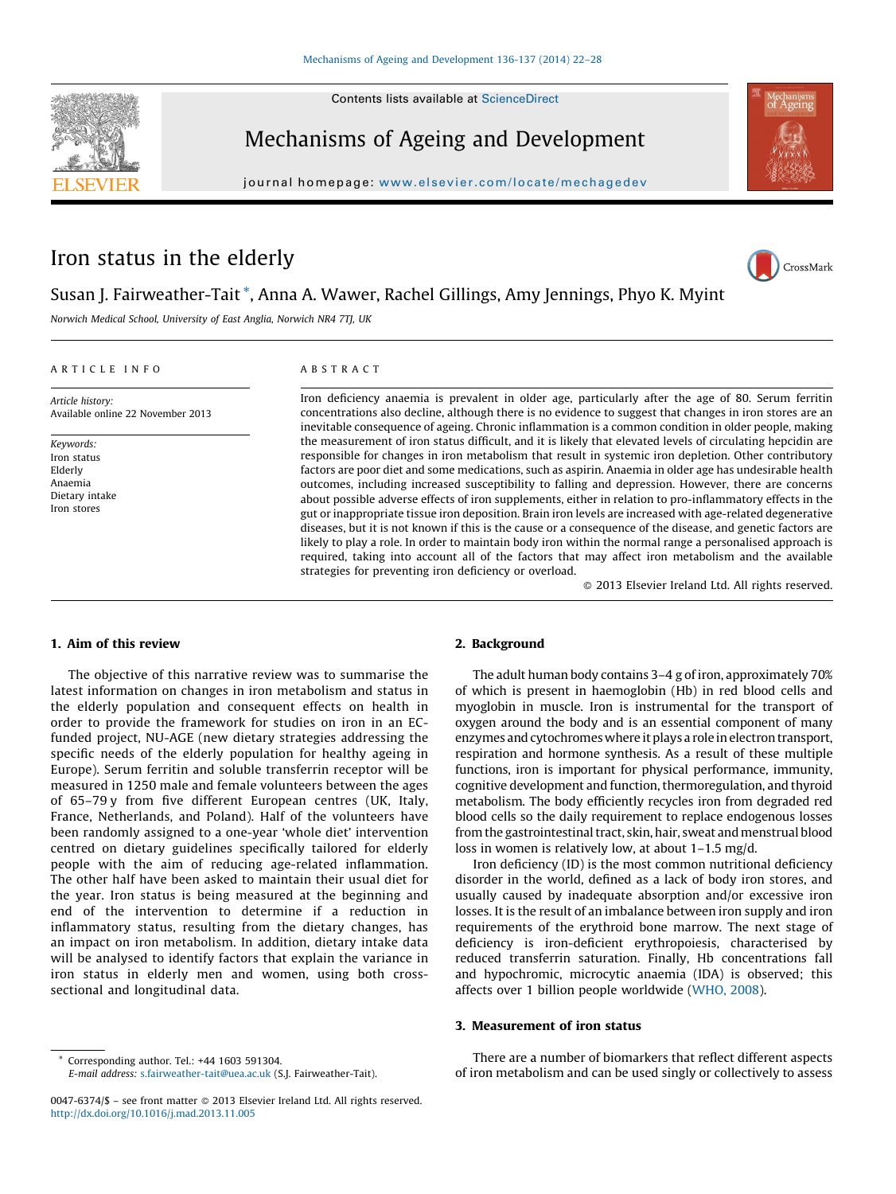# Iron status in the elderly

Susan J. Fairweather-Tait *, Anna A. Wawer, Rachel Gillings, Amy Jennings, Phyo K. Myint

Norwich Medical School, University of East Anglia, Norwich NR4 7TJ, UK

**ARTICLE INFO**

*Article history:*
Available online 22 November 2013

*Keywords:*
Iron status
Elderly
Anaemia
Dietary intake
Iron stores

**ABSTRACT**

Iron deficiency anaemia is prevalent in older age, particularly after the age of 80. Serum ferritin concentrations also decline, although there is no evidence to suggest that changes in iron stores are an inevitable consequence of ageing. Chronic inflammation is a common condition in older people, making the measurement of iron status difficult, and it is likely that elevated levels of circulating hepcidin are responsible for changes in iron metabolism that result in systemic iron depletion. Other contributory factors are poor diet and some medications, such as aspirin. Anaemia in older age has undesirable health outcomes, including increased susceptibility to falling and depression. However, there are concerns about possible adverse effects of iron supplements, either in relation to pro-inflammatory effects in the gut or inappropriate tissue iron deposition. Brain iron levels are increased with age-related degenerative diseases, but it is not known if this is the cause or a consequence of the disease, and genetic factors are likely to play a role. In order to maintain body iron within the normal range a personalised approach is required, taking into account all of the factors that may affect iron metabolism and the available strategies for preventing iron deficiency or overload.

© 2013 Elsevier Ireland Ltd. All rights reserved.

## 1. Aim of this review

The objective of this narrative review was to summarise the latest information on changes in iron metabolism and status in the elderly population and consequent effects on health in order to provide the framework for studies on iron in an EC-funded project, NU-AGE (new dietary strategies addressing the specific needs of the elderly population for healthy ageing in Europe). Serum ferritin and soluble transferrin receptor will be measured in 1250 male and female volunteers between the ages of 65–79 y from five different European centres (UK, Italy, France, Netherlands, and Poland). Half of the volunteers have been randomly assigned to a one-year 'whole diet' intervention centred on dietary guidelines specifically tailored for elderly people with the aim of reducing age-related inflammation. The other half have been asked to maintain their usual diet for the year. Iron status is being measured at the beginning and end of the intervention to determine if a reduction in inflammatory status, resulting from the dietary changes, has an impact on iron metabolism. In addition, dietary intake data will be analysed to identify factors that explain the variance in iron status in elderly men and women, using both cross-sectional and longitudinal data.

## 2. Background

The adult human body contains 3–4 g of iron, approximately 70% of which is present in haemoglobin (Hb) in red blood cells and myoglobin in muscle. Iron is instrumental for the transport of oxygen around the body and is an essential component of many enzymes and cytochromes where it plays a role in electron transport, respiration and hormone synthesis. As a result of these multiple functions, iron is important for physical performance, immunity, cognitive development and function, thermoregulation, and thyroid metabolism. The body efficiently recycles iron from degraded red blood cells so the daily requirement to replace endogenous losses from the gastrointestinal tract, skin, hair, sweat and menstrual blood loss in women is relatively low, at about 1–1.5 mg/d.

Iron deficiency (ID) is the most common nutritional deficiency disorder in the world, defined as a lack of body iron stores, and usually caused by inadequate absorption and/or excessive iron losses. It is the result of an imbalance between iron supply and iron requirements of the erythroid bone marrow. The next stage of deficiency is iron-deficient erythropoiesis, characterised by reduced transferrin saturation. Finally, Hb concentrations fall and hypochromic, microcytic anaemia (IDA) is observed; this affects over 1 billion people worldwide (WHO, 2008).

## 3. Measurement of iron status

There are a number of biomarkers that reflect different aspects of iron metabolism and can be used singly or collectively to assess

* Corresponding author. Tel.: +44 1603 591304.
E-mail address: s.fairweather-tait@uea.ac.uk (S.J. Fairweather-Tait).

0047-6374/$ – see front matter © 2013 Elsevier Ireland Ltd. All rights reserved.
http://dx.doi.org/10.1016/j.mad.2013.11.005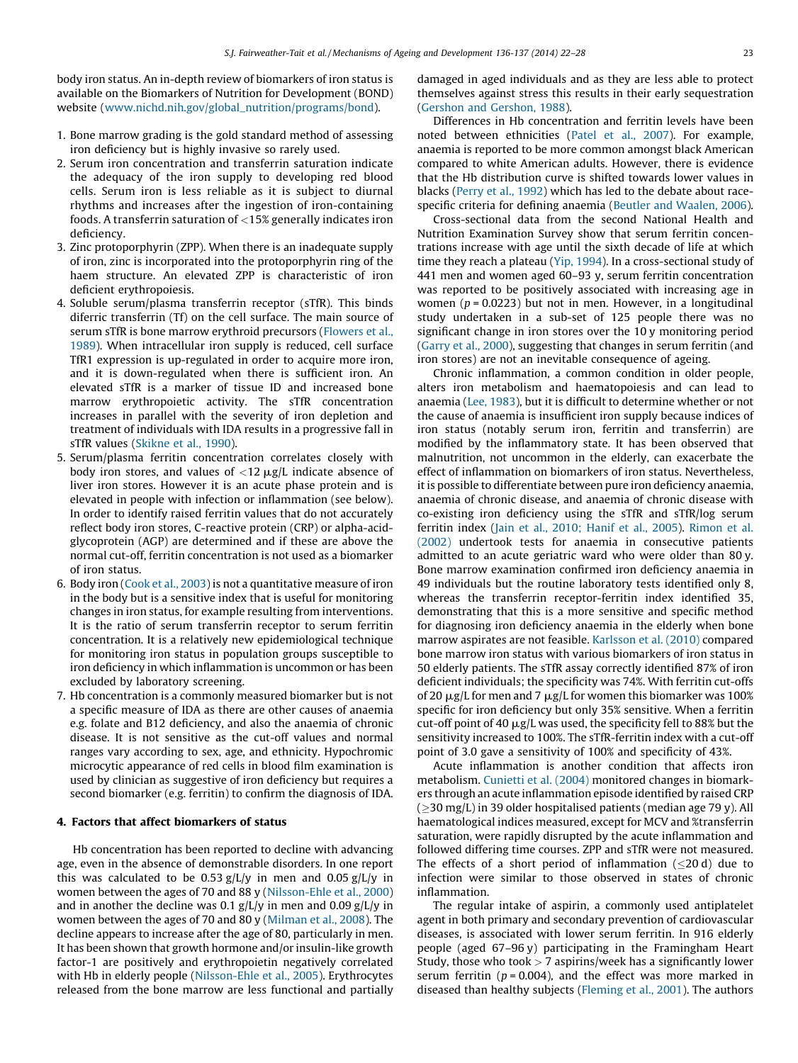body iron status. An in-depth review of biomarkers of iron status is available on the Biomarkers of Nutrition for Development (BOND) website (www.nichd.nih.gov/global_nutrition/programs/bond).

1. Bone marrow grading is the gold standard method of assessing iron deficiency but is highly invasive so rarely used.
2. Serum iron concentration and transferrin saturation indicate the adequacy of the iron supply to developing red blood cells. Serum iron is less reliable as it is subject to diurnal rhythms and increases after the ingestion of iron-containing foods. A transferrin saturation of <15% generally indicates iron deficiency.
3. Zinc protoporphyrin (ZPP). When there is an inadequate supply of iron, zinc is incorporated into the protoporphyrin ring of the haem structure. An elevated ZPP is characteristic of iron deficient erythropoiesis.
4. Soluble serum/plasma transferrin receptor (sTfR). This binds diferric transferrin (Tf) on the cell surface. The main source of serum sTfR is bone marrow erythroid precursors (Flowers et al., 1989). When intracellular iron supply is reduced, cell surface TfR1 expression is up-regulated in order to acquire more iron, and it is down-regulated when there is sufficient iron. An elevated sTfR is a marker of tissue ID and increased bone marrow erythropoietic activity. The sTfR concentration increases in parallel with the severity of iron depletion and treatment of individuals with IDA results in a progressive fall in sTfR values (Skikne et al., 1990).
5. Serum/plasma ferritin concentration correlates closely with body iron stores, and values of <12 μg/L indicate absence of liver iron stores. However it is an acute phase protein and is elevated in people with infection or inflammation (see below). In order to identify raised ferritin values that do not accurately reflect body iron stores, C-reactive protein (CRP) or alpha-acid-glycoprotein (AGP) are determined and if these are above the normal cut-off, ferritin concentration is not used as a biomarker of iron status.
6. Body iron (Cook et al., 2003) is not a quantitative measure of iron in the body but is a sensitive index that is useful for monitoring changes in iron status, for example resulting from interventions. It is the ratio of serum transferrin receptor to serum ferritin concentration. It is a relatively new epidemiological technique for monitoring iron status in population groups susceptible to iron deficiency in which inflammation is uncommon or has been excluded by laboratory screening.
7. Hb concentration is a commonly measured biomarker but is not a specific measure of IDA as there are other causes of anaemia e.g. folate and B12 deficiency, and also the anaemia of chronic disease. It is not sensitive as the cut-off values and normal ranges vary according to sex, age, and ethnicity. Hypochromic microcytic appearance of red cells in blood film examination is used by clinician as suggestive of iron deficiency but requires a second biomarker (e.g. ferritin) to confirm the diagnosis of IDA.

## 4. Factors that affect biomarkers of status

Hb concentration has been reported to decline with advancing age, even in the absence of demonstrable disorders. In one report this was calculated to be 0.53 g/L/y in men and 0.05 g/L/y in women between the ages of 70 and 88 y (Nilsson-Ehle et al., 2000) and in another the decline was 0.1 g/L/y in men and 0.09 g/L/y in women between the ages of 70 and 80 y (Milman et al., 2008). The decline appears to increase after the age of 80, particularly in men. It has been shown that growth hormone and/or insulin-like growth factor-1 are positively and erythropoietin negatively correlated with Hb in elderly people (Nilsson-Ehle et al., 2005). Erythrocytes released from the bone marrow are less functional and partially damaged in aged individuals and as they are less able to protect themselves against stress this results in their early sequestration (Gershon and Gershon, 1988).

Differences in Hb concentration and ferritin levels have been noted between ethnicities (Patel et al., 2007). For example, anaemia is reported to be more common amongst black American compared to white American adults. However, there is evidence that the Hb distribution curve is shifted towards lower values in blacks (Perry et al., 1992) which has led to the debate about race-specific criteria for defining anaemia (Beutler and Waalen, 2006).

Cross-sectional data from the second National Health and Nutrition Examination Survey show that serum ferritin concentrations increase with age until the sixth decade of life at which time they reach a plateau (Yip, 1994). In a cross-sectional study of 441 men and women aged 60–93 y, serum ferritin concentration was reported to be positively associated with increasing age in women ($p = 0.0223$) but not in men. However, in a longitudinal study undertaken in a sub-set of 125 people there was no significant change in iron stores over the 10 y monitoring period (Garry et al., 2000), suggesting that changes in serum ferritin (and iron stores) are not an inevitable consequence of ageing.

Chronic inflammation, a common condition in older people, alters iron metabolism and haematopoiesis and can lead to anaemia (Lee, 1983), but it is difficult to determine whether or not the cause of anaemia is insufficient iron supply because indices of iron status (notably serum iron, ferritin and transferrin) are modified by the inflammatory state. It has been observed that malnutrition, not uncommon in the elderly, can exacerbate the effect of inflammation on biomarkers of iron status. Nevertheless, it is possible to differentiate between pure iron deficiency anaemia, anaemia of chronic disease, and anaemia of chronic disease with co-existing iron deficiency using the sTfR and sTfR/log serum ferritin index (Jain et al., 2010; Hanif et al., 2005). Rimon et al. (2002) undertook tests for anaemia in consecutive patients admitted to an acute geriatric ward who were older than 80 y. Bone marrow examination confirmed iron deficiency anaemia in 49 individuals but the routine laboratory tests identified only 8, whereas the transferrin receptor-ferritin index identified 35, demonstrating that this is a more sensitive and specific method for diagnosing iron deficiency anaemia in the elderly when bone marrow aspirates are not feasible. Karlsson et al. (2010) compared bone marrow iron status with various biomarkers of iron status in 50 elderly patients. The sTfR assay correctly identified 87% of iron deficient individuals; the specificity was 74%. With ferritin cut-offs of 20 μg/L for men and 7 μg/L for women this biomarker was 100% specific for iron deficiency but only 35% sensitive. When a ferritin cut-off point of 40 μg/L was used, the specificity fell to 88% but the sensitivity increased to 100%. The sTfR-ferritin index with a cut-off point of 3.0 gave a sensitivity of 100% and specificity of 43%.

Acute inflammation is another condition that affects iron metabolism. Cunietti et al. (2004) monitored changes in biomarkers through an acute inflammation episode identified by raised CRP (≥30 mg/L) in 39 older hospitalised patients (median age 79 y). All haematological indices measured, except for MCV and %transferrin saturation, were rapidly disrupted by the acute inflammation and followed differing time courses. ZPP and sTfR were not measured. The effects of a short period of inflammation (≤20 d) due to infection were similar to those observed in states of chronic inflammation.

The regular intake of aspirin, a commonly used antiplatelet agent in both primary and secondary prevention of cardiovascular diseases, is associated with lower serum ferritin. In 916 elderly people (aged 67–96 y) participating in the Framingham Heart Study, those who took > 7 aspirins/week has a significantly lower serum ferritin ($p = 0.004$), and the effect was more marked in diseased than healthy subjects (Fleming et al., 2001). The authors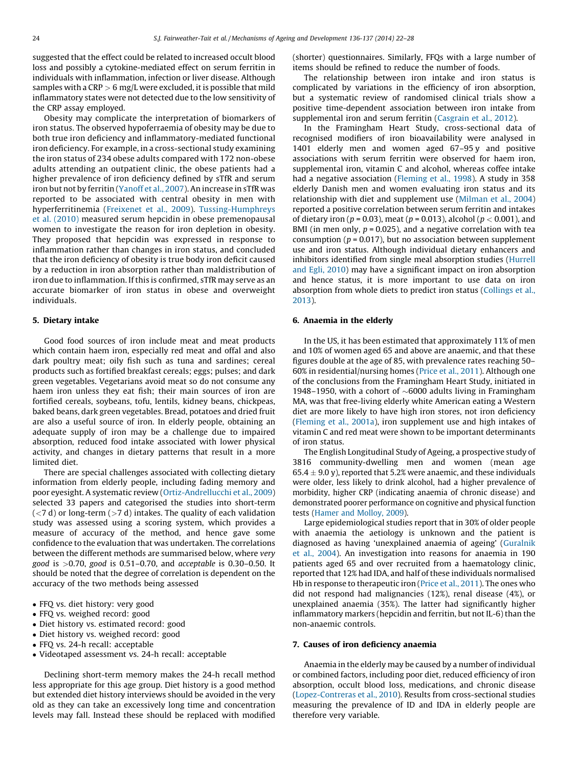suggested that the effect could be related to increased occult blood loss and possibly a cytokine-mediated effect on serum ferritin in individuals with inflammation, infection or liver disease. Although samples with a CRP > 6 mg/L were excluded, it is possible that mild inflammatory states were not detected due to the low sensitivity of the CRP assay employed.

Obesity may complicate the interpretation of biomarkers of iron status. The observed hypoferraemia of obesity may be due to both true iron deficiency and inflammatory-mediated functional iron deficiency. For example, in a cross-sectional study examining the iron status of 234 obese adults compared with 172 non-obese adults attending an outpatient clinic, the obese patients had a higher prevalence of iron deficiency defined by sTfR and serum iron but not by ferritin (Yanoff et al., 2007). An increase in sTfR was reported to be associated with central obesity in men with hyperferritinemia (Freixenet et al., 2009). Tussing-Humphreys et al. (2010) measured serum hepcidin in obese premenopausal women to investigate the reason for iron depletion in obesity. They proposed that hepcidin was expressed in response to inflammation rather than changes in iron status, and concluded that the iron deficiency of obesity is true body iron deficit caused by a reduction in iron absorption rather than maldistribution of iron due to inflammation. If this is confirmed, sTfR may serve as an accurate biomarker of iron status in obese and overweight individuals.

## 5. Dietary intake

Good food sources of iron include meat and meat products which contain haem iron, especially red meat and offal and also dark poultry meat; oily fish such as tuna and sardines; cereal products such as fortified breakfast cereals; eggs; pulses; and dark green vegetables. Vegetarians avoid meat so do not consume any haem iron unless they eat fish; their main sources of iron are fortified cereals, soybeans, tofu, lentils, kidney beans, chickpeas, baked beans, dark green vegetables. Bread, potatoes and dried fruit are also a useful source of iron. In elderly people, obtaining an adequate supply of iron may be a challenge due to impaired absorption, reduced food intake associated with lower physical activity, and changes in dietary patterns that result in a more limited diet.

There are special challenges associated with collecting dietary information from elderly people, including fading memory and poor eyesight. A systematic review (Ortiz-Andrellucchi et al., 2009) selected 33 papers and categorised the studies into short-term (<7 d) or long-term (>7 d) intakes. The quality of each validation study was assessed using a scoring system, which provides a measure of accuracy of the method, and hence gave some confidence to the evaluation that was undertaken. The correlations between the different methods are summarised below, where *very good* is >0.70, *good* is 0.51–0.70, and *acceptable* is 0.30–0.50. It should be noted that the degree of correlation is dependent on the accuracy of the two methods being assessed

- FFQ vs. diet history: very good
- FFQ vs. weighed record: good
- Diet history vs. estimated record: good
- Diet history vs. weighed record: good
- FFQ vs. 24-h recall: acceptable
- Videotaped assessment vs. 24-h recall: acceptable

Declining short-term memory makes the 24-h recall method less appropriate for this age group. Diet history is a good method but extended diet history interviews should be avoided in the very old as they can take an excessively long time and concentration levels may fall. Instead these should be replaced with modified (shorter) questionnaires. Similarly, FFQs with a large number of items should be refined to reduce the number of foods.

The relationship between iron intake and iron status is complicated by variations in the efficiency of iron absorption, but a systematic review of randomised clinical trials show a positive time-dependent association between iron intake from supplemental iron and serum ferritin (Casgrain et al., 2012).

In the Framingham Heart Study, cross-sectional data of recognised modifiers of iron bioavailability were analysed in 1401 elderly men and women aged 67–95 y and positive associations with serum ferritin were observed for haem iron, supplemental iron, vitamin C and alcohol, whereas coffee intake had a negative association (Fleming et al., 1998). A study in 358 elderly Danish men and women evaluating iron status and its relationship with diet and supplement use (Milman et al., 2004) reported a positive correlation between serum ferritin and intakes of dietary iron ($p = 0.03$), meat ($p = 0.013$), alcohol ($p < 0.001$), and BMI (in men only, $p = 0.025$), and a negative correlation with tea consumption ($p = 0.017$), but no association between supplement use and iron status. Although individual dietary enhancers and inhibitors identified from single meal absorption studies (Hurrell and Egli, 2010) may have a significant impact on iron absorption and hence status, it is more important to use data on iron absorption from whole diets to predict iron status (Collings et al., 2013).

## 6. Anaemia in the elderly

In the US, it has been estimated that approximately 11% of men and 10% of women aged 65 and above are anaemic, and that these figures double at the age of 85, with prevalence rates reaching 50–60% in residential/nursing homes (Price et al., 2011). Although one of the conclusions from the Framingham Heart Study, initiated in 1948–1950, with a cohort of ~6000 adults living in Framingham MA, was that free-living elderly white American eating a Western diet are more likely to have high iron stores, not iron deficiency (Fleming et al., 2001a), iron supplement use and high intakes of vitamin C and red meat were shown to be important determinants of iron status.

The English Longitudinal Study of Ageing, a prospective study of 3816 community-dwelling men and women (mean age 65.4 ± 9.0 y), reported that 5.2% were anaemic, and these individuals were older, less likely to drink alcohol, had a higher prevalence of morbidity, higher CRP (indicating anaemia of chronic disease) and demonstrated poorer performance on cognitive and physical function tests (Hamer and Molloy, 2009).

Large epidemiological studies report that in 30% of older people with anaemia the aetiology is unknown and the patient is diagnosed as having 'unexplained anaemia of ageing' (Guralnik et al., 2004). An investigation into reasons for anaemia in 190 patients aged 65 and over recruited from a haematology clinic, reported that 12% had IDA, and half of these individuals normalised Hb in response to therapeutic iron (Price et al., 2011). The ones who did not respond had malignancies (12%), renal disease (4%), or unexplained anaemia (35%). The latter had significantly higher inflammatory markers (hepcidin and ferritin, but not IL-6) than the non-anaemic controls.

## 7. Causes of iron deficiency anaemia

Anaemia in the elderly may be caused by a number of individual or combined factors, including poor diet, reduced efficiency of iron absorption, occult blood loss, medications, and chronic disease (Lopez-Contreras et al., 2010). Results from cross-sectional studies measuring the prevalence of ID and IDA in elderly people are therefore very variable.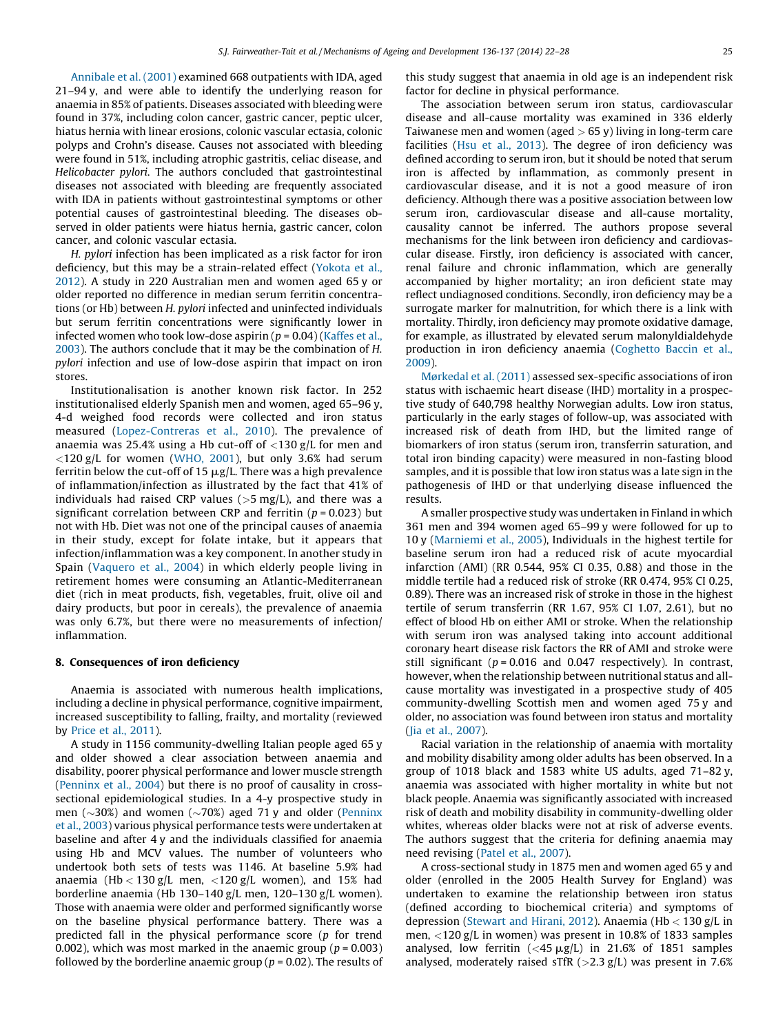Annibale et al. (2001) examined 668 outpatients with IDA, aged 21–94 y, and were able to identify the underlying reason for anaemia in 85% of patients. Diseases associated with bleeding were found in 37%, including colon cancer, gastric cancer, peptic ulcer, hiatus hernia with linear erosions, colonic vascular ectasia, colonic polyps and Crohn's disease. Causes not associated with bleeding were found in 51%, including atrophic gastritis, celiac disease, and *Helicobacter pylori*. The authors concluded that gastrointestinal diseases not associated with bleeding are frequently associated with IDA in patients without gastrointestinal symptoms or other potential causes of gastrointestinal bleeding. The diseases observed in older patients were hiatus hernia, gastric cancer, colon cancer, and colonic vascular ectasia.

*H. pylori* infection has been implicated as a risk factor for iron deficiency, but this may be a strain-related effect (Yokota et al., 2012). A study in 220 Australian men and women aged 65 y or older reported no difference in median serum ferritin concentrations (or Hb) between *H. pylori* infected and uninfected individuals but serum ferritin concentrations were significantly lower in infected women who took low-dose aspirin ($p = 0.04$) (Kaffes et al., 2003). The authors conclude that it may be the combination of *H. pylori* infection and use of low-dose aspirin that impact on iron stores.

Institutionalisation is another known risk factor. In 252 institutionalised elderly Spanish men and women, aged 65–96 y, 4-d weighed food records were collected and iron status measured (Lopez-Contreras et al., 2010). The prevalence of anaemia was 25.4% using a Hb cut-off of <130 g/L for men and <120 g/L for women (WHO, 2001), but only 3.6% had serum ferritin below the cut-off of 15 μg/L. There was a high prevalence of inflammation/infection as illustrated by the fact that 41% of individuals had raised CRP values (>5 mg/L), and there was a significant correlation between CRP and ferritin ($p = 0.023$) but not with Hb. Diet was not one of the principal causes of anaemia in their study, except for folate intake, but it appears that infection/inflammation was a key component. In another study in Spain (Vaquero et al., 2004) in which elderly people living in retirement homes were consuming an Atlantic-Mediterranean diet (rich in meat products, fish, vegetables, fruit, olive oil and dairy products, but poor in cereals), the prevalence of anaemia was only 6.7%, but there were no measurements of infection/inflammation.

## 8. Consequences of iron deficiency

Anaemia is associated with numerous health implications, including a decline in physical performance, cognitive impairment, increased susceptibility to falling, frailty, and mortality (reviewed by Price et al., 2011).

A study in 1156 community-dwelling Italian people aged 65 y and older showed a clear association between anaemia and disability, poorer physical performance and lower muscle strength (Penninx et al., 2004) but there is no proof of causality in cross-sectional epidemiological studies. In a 4-y prospective study in men (~30%) and women (~70%) aged 71 y and older (Penninx et al., 2003) various physical performance tests were undertaken at baseline and after 4 y and the individuals classified for anaemia using Hb and MCV values. The number of volunteers who undertook both sets of tests was 1146. At baseline 5.9% had anaemia (Hb < 130 g/L men, <120 g/L women), and 15% had borderline anaemia (Hb 130–140 g/L men, 120–130 g/L women). Those with anaemia were older and performed significantly worse on the baseline physical performance battery. There was a predicted fall in the physical performance score ($p$ for trend 0.002), which was most marked in the anaemic group ($p = 0.003$) followed by the borderline anaemic group ($p = 0.02$). The results of this study suggest that anaemia in old age is an independent risk factor for decline in physical performance.

The association between serum iron status, cardiovascular disease and all-cause mortality was examined in 336 elderly Taiwanese men and women (aged > 65 y) living in long-term care facilities (Hsu et al., 2013). The degree of iron deficiency was defined according to serum iron, but it should be noted that serum iron is affected by inflammation, as commonly present in cardiovascular disease, and it is not a good measure of iron deficiency. Although there was a positive association between low serum iron, cardiovascular disease and all-cause mortality, causality cannot be inferred. The authors propose several mechanisms for the link between iron deficiency and cardiovascular disease. Firstly, iron deficiency is associated with cancer, renal failure and chronic inflammation, which are generally accompanied by higher mortality; an iron deficient state may reflect undiagnosed conditions. Secondly, iron deficiency may be a surrogate marker for malnutrition, for which there is a link with mortality. Thirdly, iron deficiency may promote oxidative damage, for example, as illustrated by elevated serum malonyldialdehyde production in iron deficiency anaemia (Coghetto Baccin et al., 2009).

Mørkedal et al. (2011) assessed sex-specific associations of iron status with ischaemic heart disease (IHD) mortality in a prospective study of 640,798 healthy Norwegian adults. Low iron status, particularly in the early stages of follow-up, was associated with increased risk of death from IHD, but the limited range of biomarkers of iron status (serum iron, transferrin saturation, and total iron binding capacity) were measured in non-fasting blood samples, and it is possible that low iron status was a late sign in the pathogenesis of IHD or that underlying disease influenced the results.

A smaller prospective study was undertaken in Finland in which 361 men and 394 women aged 65–99 y were followed for up to 10 y (Marniemi et al., 2005). Individuals in the highest tertile for baseline serum iron had a reduced risk of acute myocardial infarction (AMI) (RR 0.544, 95% CI 0.35, 0.88) and those in the middle tertile had a reduced risk of stroke (RR 0.474, 95% CI 0.25, 0.89). There was an increased risk of stroke in those in the highest tertile of serum transferrin (RR 1.67, 95% CI 1.07, 2.61), but no effect of blood Hb on either AMI or stroke. When the relationship with serum iron was analysed taking into account additional coronary heart disease risk factors the RR of AMI and stroke were still significant ($p = 0.016$ and $0.047$ respectively). In contrast, however, when the relationship between nutritional status and all-cause mortality was investigated in a prospective study of 405 community-dwelling Scottish men and women aged 75 y and older, no association was found between iron status and mortality (Jia et al., 2007).

Racial variation in the relationship of anaemia with mortality and mobility disability among older adults has been observed. In a group of 1018 black and 1583 white US adults, aged 71–82 y, anaemia was associated with higher mortality in white but not black people. Anaemia was significantly associated with increased risk of death and mobility disability in community-dwelling older whites, whereas older blacks were not at risk of adverse events. The authors suggest that the criteria for defining anaemia may need revising (Patel et al., 2007).

A cross-sectional study in 1875 men and women aged 65 y and older (enrolled in the 2005 Health Survey for England) was undertaken to examine the relationship between iron status (defined according to biochemical criteria) and symptoms of depression (Stewart and Hirani, 2012). Anaemia (Hb < 130 g/L in men, <120 g/L in women) was present in 10.8% of 1833 samples analysed, low ferritin (<45 μg/L) in 21.6% of 1851 samples analysed, moderately raised sTfR (>2.3 g/L) was present in 7.6%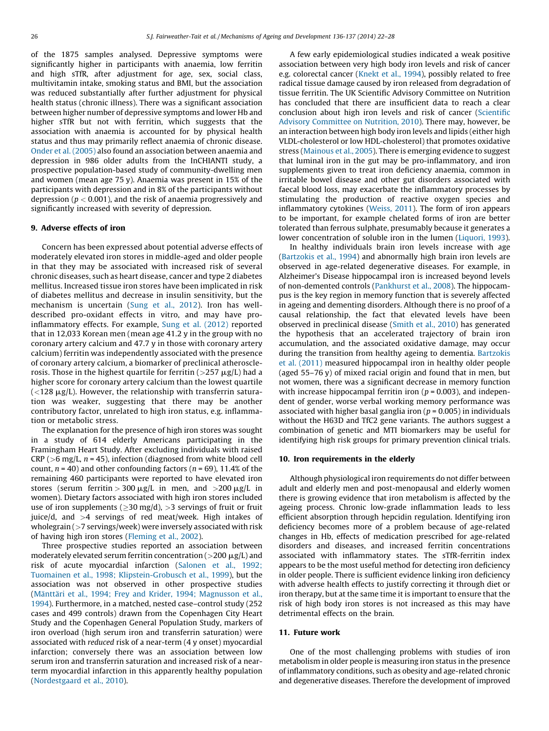of the 1875 samples analysed. Depressive symptoms were significantly higher in participants with anaemia, low ferritin and high sTfR, after adjustment for age, sex, social class, multivitamin intake, smoking status and BMI, but the association was reduced substantially after further adjustment for physical health status (chronic illness). There was a significant association between higher number of depressive symptoms and lower Hb and higher sTfR but not with ferritin, which suggests that the association with anaemia is accounted for by physical health status and thus may primarily reflect anaemia of chronic disease. Onder et al. (2005) also found an association between anaemia and depression in 986 older adults from the InCHIANTI study, a prospective population-based study of community-dwelling men and women (mean age 75 y). Anaemia was present in 15% of the participants with depression and in 8% of the participants without depression ($p < 0.001$), and the risk of anaemia progressively and significantly increased with severity of depression.

## 9. Adverse effects of iron

Concern has been expressed about potential adverse effects of moderately elevated iron stores in middle-aged and older people in that they may be associated with increased risk of several chronic diseases, such as heart disease, cancer and type 2 diabetes mellitus. Increased tissue iron stores have been implicated in risk of diabetes mellitus and decrease in insulin sensitivity, but the mechanism is uncertain (Sung et al., 2012). Iron has well-described pro-oxidant effects in vitro, and may have pro-inflammatory effects. For example, Sung et al. (2012) reported that in 12,033 Korean men (mean age 41.2 y in the group with no coronary artery calcium and 47.7 y in those with coronary artery calcium) ferritin was independently associated with the presence of coronary artery calcium, a biomarker of preclinical atherosclerosis. Those in the highest quartile for ferritin (>257 μg/L) had a higher score for coronary artery calcium than the lowest quartile (<128 μg/L). However, the relationship with transferrin saturation was weaker, suggesting that there may be another contributory factor, unrelated to high iron status, e.g. inflammation or metabolic stress.

The explanation for the presence of high iron stores was sought in a study of 614 elderly Americans participating in the Framingham Heart Study. After excluding individuals with raised CRP (>6 mg/L, $n = 45$), infection (diagnosed from white blood cell count, $n = 40$) and other confounding factors ($n = 69$), 11.4% of the remaining 460 participants were reported to have elevated iron stores (serum ferritin > 300 μg/L in men, and >200 μg/L in women). Dietary factors associated with high iron stores included use of iron supplements (≥30 mg/d), >3 servings of fruit or fruit juice/d, and >4 servings of red meat/week. High intakes of wholegrain (>7 servings/week) were inversely associated with risk of having high iron stores (Fleming et al., 2002).

Three prospective studies reported an association between moderately elevated serum ferritin concentration (>200 μg/L) and risk of acute myocardial infarction (Salonen et al., 1992; Tuomainen et al., 1998; Klipstein-Grobusch et al., 1999), but the association was not observed in other prospective studies (Mänttäri et al., 1994; Frey and Krider, 1994; Magnusson et al., 1994). Furthermore, in a matched, nested case–control study (252 cases and 499 controls) drawn from the Copenhagen City Heart Study and the Copenhagen General Population Study, markers of iron overload (high serum iron and transferrin saturation) were associated with *reduced* risk of a near-term (4 y onset) myocardial infarction; conversely there was an association between low serum iron and transferrin saturation and increased risk of a near-term myocardial infarction in this apparently healthy population (Nordestgaard et al., 2010).

A few early epidemiological studies indicated a weak positive association between very high body iron levels and risk of cancer e.g. colorectal cancer (Knekt et al., 1994), possibly related to free radical tissue damage caused by iron released from degradation of tissue ferritin. The UK Scientific Advisory Committee on Nutrition has concluded that there are insufficient data to reach a clear conclusion about high iron levels and risk of cancer (Scientific Advisory Committee on Nutrition, 2010). There may, however, be an interaction between high body iron levels and lipids (either high VLDL-cholesterol or low HDL-cholesterol) that promotes oxidative stress (Mainous et al., 2005). There is emerging evidence to suggest that luminal iron in the gut may be pro-inflammatory, and iron supplements given to treat iron deficiency anaemia, common in irritable bowel disease and other gut disorders associated with faecal blood loss, may exacerbate the inflammatory processes by stimulating the production of reactive oxygen species and inflammatory cytokines (Weiss, 2011). The form of iron appears to be important, for example chelated forms of iron are better tolerated than ferrous sulphate, presumably because it generates a lower concentration of soluble iron in the lumen (Liquori, 1993).

In healthy individuals brain iron levels increase with age (Bartzokis et al., 1994) and abnormally high brain iron levels are observed in age-related degenerative diseases. For example, in Alzheimer's Disease hippocampal iron is increased beyond levels of non-demented controls (Pankhurst et al., 2008). The hippocampus is the key region in memory function that is severely affected in ageing and dementing disorders. Although there is no proof of a causal relationship, the fact that elevated levels have been observed in preclinical disease (Smith et al., 2010) has generated the hypothesis that an accelerated trajectory of brain iron accumulation, and the associated oxidative damage, may occur during the transition from healthy ageing to dementia. Bartzokis et al. (2011) measured hippocampal iron in healthy older people (aged 55–76 y) of mixed racial origin and found that in men, but not women, there was a significant decrease in memory function with increase hippocampal ferritin iron ($p = 0.003$), and independent of gender, worse verbal working memory performance was associated with higher basal ganglia iron ($p = 0.005$) in individuals without the H63D and TfC2 gene variants. The authors suggest a combination of genetic and MTI biomarkers may be useful for identifying high risk groups for primary prevention clinical trials.

## 10. Iron requirements in the elderly

Although physiological iron requirements do not differ between adult and elderly men and post-menopausal and elderly women there is growing evidence that iron metabolism is affected by the ageing process. Chronic low-grade inflammation leads to less efficient absorption through hepcidin regulation. Identifying iron deficiency becomes more of a problem because of age-related changes in Hb, effects of medication prescribed for age-related disorders and diseases, and increased ferritin concentrations associated with inflammatory states. The sTfR-ferritin index appears to be the most useful method for detecting iron deficiency in older people. There is sufficient evidence linking iron deficiency with adverse health effects to justify correcting it through diet or iron therapy, but at the same time it is important to ensure that the risk of high body iron stores is not increased as this may have detrimental effects on the brain.

## 11. Future work

One of the most challenging problems with studies of iron metabolism in older people is measuring iron status in the presence of inflammatory conditions, such as obesity and age-related chronic and degenerative diseases. Therefore the development of improved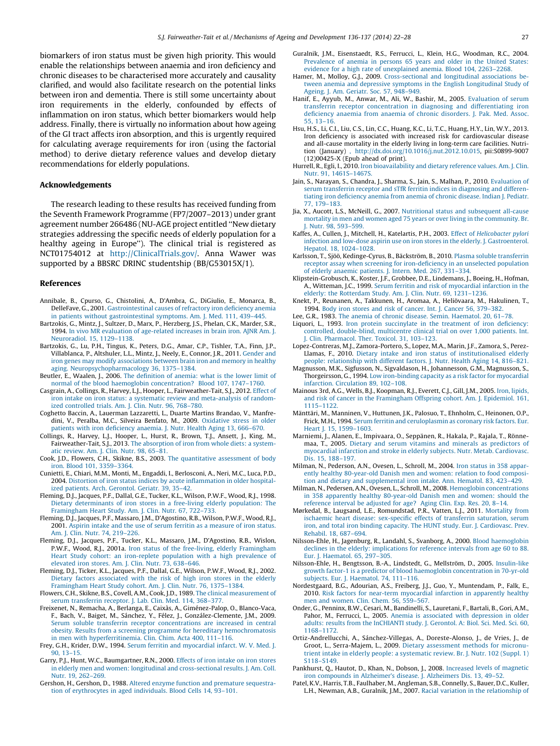biomarkers of iron status must be given high priority. This would enable the relationships between anaemia and iron deficiency and chronic diseases to be characterised more accurately and causality clarified, and would also facilitate research on the potential links between iron and dementia. There is still some uncertainty about iron requirements in the elderly, confounded by effects of inflammation on iron status, which better biomarkers would help address. Finally, there is virtually no information about how ageing of the GI tract affects iron absorption, and this is urgently required for calculating average requirements for iron (using the factorial method) to derive dietary reference values and develop dietary recommendations for elderly populations.

## Acknowledgements

The research leading to these results has received funding from the Seventh Framework Programme (FP7/2007–2013) under grant agreement number 266486 (NU-AGE project entitled "New dietary strategies addressing the specific needs of elderly population for a healthy ageing in Europe"). The clinical trial is registered as NCT01754012 at http://ClinicalTrials.gov/. Anna Wawer was supported by a BBSRC DRINC studentship (BB/G53015X/1).

## References

Annibale, B., Cpurso, G., Chistolini, A., D'Ambra, G., DiGiulio, E., Monarca, B., DelleFave, G., 2001. Gastrointestinal causes of refractory iron deficiency anemia in patients without gastrointestinal symptoms. Am. J. Med. 111, 439–445.

Bartzokis, G., Mintz, J., Sultzer, D., Marx, P., Herzberg, J.S., Phelan, C.K., Marder, S.R., 1994. In vivo MR evaluation of age-related increases in brain iron. AJNR Am. J. Neuroradiol. 15, 1129–1138.

Bartzokis, G., Lu, P.H., Tingus, K., Peters, D.G., Amar, C.P., Tishler, T.A., Finn, J.P., Villablanca, P., Altshuler, L.L., Mintz, J., Neely, E., Connor, J.R., 2011. Gender and iron genes may modify associations between brain iron and memory in healthy aging. Neuropsychopharmacology 36, 1375–1384.

Beutler, E., Waalen, J., 2006. The definition of anemia: what is the lower limit of normal of the blood haemoglobin concentration? Blood 107, 1747–1760.

Casgrain, A., Collings, R., Harvey, L.J., Hooper, L., Fairweather-Tait, S.J., 2012. Effect of iron intake on iron status: a systematic review and meta-analysis of randomized controlled trials. Am. J. Clin. Nutr. 96, 768–780.

Coghetto Baccin, A., Lauerman Lazzaretti, L., Duarte Martins Brandao, V., Manfredini, V., Peralba, M.C., Silveira Benfato, M., 2009. Oxidative stress in older patients with iron deficiency anaemia. J. Nutr. Health Aging 13, 666–670.

Collings, R., Harvey, L.J., Hooper, L., Hurst, R., Brown, T.J., Ansett, J., King, M., Fairweather-Tait, S.J., 2013. The absorption of iron from whole diets: a systematic review. Am. J. Clin. Nutr. 98, 65–81.

Cook, J.D., Flowers, C.H., Skikne, B.S., 2003. The quantitative assessment of body iron. Blood 101, 3359–3364.

Cunietti, E., Chiari, M.M., Monti, M., Engaddi, I., Berlosconi, A., Neri, M.C., Luca, P.D., 2004. Distortion of iron status indices by acute inflammation in older hospitalized patients. Arch. Gerontol. Geriatr. 39, 35–42.

Fleming, D.J., Jacques, P.F., Dallal, G.E., Tucker, K.L., Wilson, P.W.F., Wood, R.J., 1998. Dietary determinants of iron stores in a free-living elderly population: The Framingham Heart Study. Am. J. Clin. Nutr. 67, 722–733.

Fleming, D.J., Jacques, P.F., Massaro, J.M., D'Agostino, R.B., Wilson, P.W.F., Wood, R.J., 2001. Aspirin intake and the use of serum ferritin as a measure of iron status. Am. J. Clin. Nutr. 74, 219–226.

Fleming, D.J., Jacques, P.F., Tucker, K.L., Massaro, J.M., D'Agostino, R.B., Wilson, P.W.F., Wood, R.J., 2001a. Iron status of the free-living, elderly Framingham Heart Study cohort: an iron-replete population with a high prevalence of elevated iron stores. Am. J. Clin. Nutr. 73, 638–646.

Fleming, D.J., Ticker, K.L., Jacques, P.F., Dallal, G.E., Wilson, P.W.F., Wood, R.J., 2002. Dietary factors associated with the risk of high iron stores in the elderly Framingham Heart Study cohort. Am. J. Clin. Nutr. 76, 1375–1384.

Flowers, C.H., Skikne, B.S., Covell, A.M., Cook, J.D., 1989. The clinical measurement of serum transferrin receptor. J. Lab. Clin. Med. 114, 368–377.

Freixenet, N., Remacha, A., Berlanga, E., Caixàs, A., Giménez-Palop, O., Blanco-Vaca, F., Bach, V., Baiget, M., Sánchez, Y., Félez, J., González-Clemente, J.M., 2009. Serum soluble transferrin receptor concentrations are increased in central obesity. Results from a screening programme for hereditary hemochromatosis in men with hyperferritinemia. Clin. Chim. Acta 400, 111–116.

Frey, G.H., Krider, D.W., 1994. Serum ferritin and myocardial infarct. W. V. Med. J. 90, 13–15.

Garry, P.J., Hunt, W.C., Baumgartner, R.N., 2000. Effects of iron intake on iron stores in elderly men and women: longitudinal and cross-sectional results. J. Am. Coll. Nutr. 19, 262–269.

Gershon, H., Gershon, D., 1988. Altered enzyme function and premature sequestration of erythrocytes in aged individuals. Blood Cells 14, 93–101.

Guralnik, J.M., Eisenstaedt, R.S., Ferrucci, L., Klein, H.G., Woodman, R.C., 2004. Prevalence of anemia in persons 65 years and older in the United States: evidence for a high rate of unexplained anemia. Blood 104, 2263–2268.

Hamer, M., Molloy, G.J., 2009. Cross-sectional and longitudinal associations between anemia and depressive symptoms in the English Longitudinal Study of Ageing. J. Am. Geriatr. Soc. 57, 948–949.

Hanif, E., Ayyub, M., Anwar, M., Ali, W., Bashir, M., 2005. Evaluation of serum transferrin receptor concentration in diagnosing and differentiating iron deficiency anaemia from anaemia of chronic disorders. J. Pak. Med. Assoc. 55, 13–16.

Hsu, H.S., Li, C.I., Liu, C.S., Lin, C.C., Huang, K.C., Li, T.C., Huang, H.Y., Lin, W.Y., 2013. Iron deficiency is associated with increased risk for cardiovascular disease and all-cause mortality in the elderly living in long-term care facilities. Nutrition (January) , http://dx.doi.org/10.1016/j.nut.2012.10.015, pii:S0899-9007(12)00425-X (Epub ahead of print).

Hurrell, R., Egli, I., 2010. Iron bioavailability and dietary reference values. Am. J. Clin. Nutr. 91, 1461S–1467S.

Jain, S., Narayan, S., Chandra, J., Sharma, S., Jain, S., Malhan, P., 2010. Evaluation of serum transferrin receptor and sTfR ferritin indices in diagnosing and differentiating iron deficiency anemia from anemia of chronic disease. Indian J. Pediatr. 77, 179–183.

Jia, X., Aucott, L.S., McNeill, G., 2007. Nutritional status and subsequent all-cause mortality in men and women aged 75 years or over living in the community. Br. J. Nutr. 98, 593–599.

Kaffes, A., Cullen, J., Mitchell, H., Katelartis, P.H., 2003. Effect of *Helicobacter pylori* infection and low-dose aspirin use on iron stores in the elderly. J. Gastroenterol. Hepatol. 18, 1024–1028.

Karlsson, T., Sjöö, Kedinge-Cyrus, B., Bäckström, B., 2010. Plasma soluble transferrin receptor assay when screening for iron-deficiency in an unselected population of elderly anaemic patients. J. Intern. Med. 267, 331–334.

Klipstein-Grobusch, K., Koster, J.F., Grobbee, D.E., Lindemans, J., Boeing, H., Hofman, A., Witteman, J.C., 1999. Serum ferritin and risk of myocardial infarction in the elderly: the Rotterdam Study. Am. J. Clin. Nutr. 69, 1231–1236.

Knekt, P., Reunanen, A., Takkunen, H., Aromaa, A., Heliövaara, M., Hakulinen, T., 1994. Body iron stores and risk of cancer. Int. J. Cancer 56, 379–382.

Lee, G.R., 1983. The anemia of chronic disease. Semin. Haematol. 20, 61–78.

Liquori, L., 1993. Iron protein succinylate in the treatment of iron deficiency: controlled, double-blind, multicentre clinical trial on over 1,000 patients. Int. J. Clin. Pharmacol. Ther. Toxicol. 31, 103–123.

Lopez-Contreras, M.J., Zamora-Portero, S., Lopez, M.A., Marin, J.F., Zamora, S., Perez-Llamas, F., 2010. Dietary intake and iron status of institutionalised elderly people: relationship with different factors. J. Nutr. Health Aging 14, 816–821.

Magnusson, M.K., Sigfusson, N., Sigvaldason, H., Johannesson, G.M., Magnusson, S., Thorgeirsson, G., 1994. Low iron-binding capacity as a risk factor for myocardial infarction. Circulation 89, 102–108.

Mainous 3rd, A.G., Wells, B.J., Koopman, R.J., Everett, C.J., Gill, J.M., 2005. Iron, lipids, and risk of cancer in the Framingham Offspring cohort. Am. J. Epidemiol. 161, 1115–1122.

Mänttäri, M., Manninen, V., Huttunen, J.K., Palosuo, T., Ehnholm, C., Heinonen, O.P., Frick, M.H., 1994. Serum ferritin and ceruloplasmin as coronary risk factors. Eur. Heart J. 15, 1599–1603.

Marniemi, J., Alanen, E., Impivaara, O., Seppänen, R., Hakala, P., Rajala, T., Rönnemaa, T., 2005. Dietary and serum vitamins and minerals as predictors of myocardial infarction and stroke in elderly subjects. Nutr. Metab. Cardiovasc. Dis. 15, 188–197.

Milman, N., Pederson, A.N., Ovesen, L., Schroll, M., 2004. Iron status in 358 apparently healthy 80-year-old Danish men and women: relation to food composition and dietary and supplemental iron intake. Ann. Hematol. 83, 423–429.

Milman, N., Pedersen, A.N., Ovesen, L., Schroll, M., 2008. Hemoglobin concentrations in 358 apparently healthy 80-year-old Danish men and women: should the reference interval be adjusted for age? Aging Clin. Exp. Res. 20, 8–14.

Mørkedal, B., Laugsand, L.E., Romundstad, P.R., Vatten, L.J., 2011. Mortality from ischaemic heart disease: sex-specific effects of transferrin saturation, serum iron, and total iron binding capacity. The HUNT study. Eur. J. Cardiovasc. Prev. Rehabil. 18, 687–694.

Nilsson-Ehle, H., Jagenburg, R., Landahl, S., Svanborg, A., 2000. Blood haemoglobin declines in the elderly: implications for reference intervals from age 60 to 88. Eur. J. Haematol. 65, 297–305.

Nilsson-Ehle, H., Bengtsson, B.-A., Lindstedt, G., Mellström, D., 2005. Insulin-like growth factor-1 is a predictor of blood haemoglobin concentration in 70-yr-old subjects. Eur. J. Haematol. 74, 111–116.

Nordestgaard, B.G., Adourian, A.S., Freiberg, J.J., Guo, Y., Muntendam, P., Falk, E., 2010. Risk factors for near-term myocardial infarction in apparently healthy men and women. Clin. Chem. 56, 559–567.

Onder, G., Penninx, B.W., Cesari, M., Bandinelli, S., Lauretani, F., Bartali, B., Gori, A.M., Pahor, M., Ferrucci, L., 2005. Anemia is associated with depression in older adults: results from the InCHIANTI study. J. Gerontol. A: Biol. Sci. Med. Sci. 60, 1168–1172.

Ortiz-Andrellucchi, A., Sánchez-Villegas, A., Doreste-Alonso, J., de Vries, J., de Groot, L., Serra-Majem, L., 2009. Dietary assessment methods for micronutrient intake in elderly people: a systematic review. Br. J. Nutr. 102 (Suppl. 1) S118–S149.

Pankhurst, Q., Hautot, D., Khan, N., Dobson, J., 2008. Increased levels of magnetic iron compounds in Alzheimer's disease. J. Alzheimers Dis. 13, 49–52.

Patel, K.V., Harris, T.B., Faulhaber, M., Angleman, S.B., Connelly, S., Bauer, D.C., Kuller, L.H., Newman, A.B., Guralnik, J.M., 2007. Racial variation in the relationship of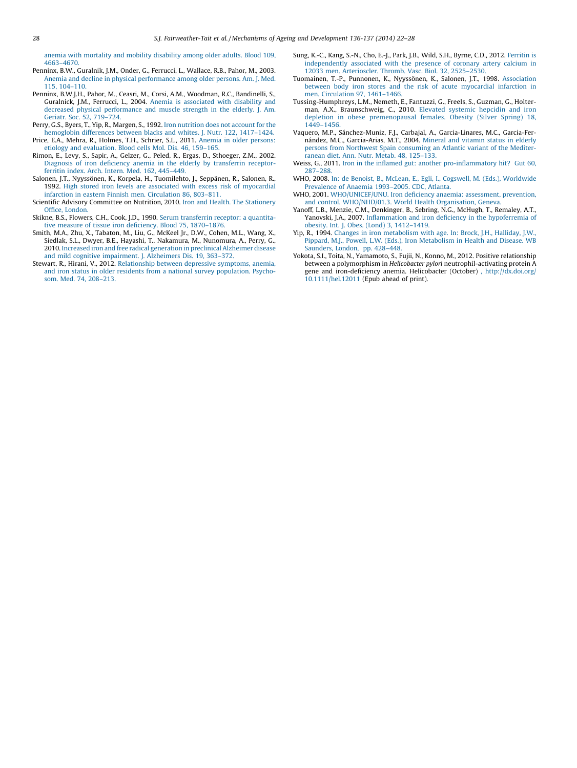anemia with mortality and mobility disability among older adults. Blood 109, 4663–4670.

Penninx, B.W., Guralnik, J.M., Onder, G., Ferrucci, L., Wallace, R.B., Pahor, M., 2003. Anemia and decline in physical performance among older persons. Am. J. Med. 115, 104–110.

Penninx, B.W.J.H., Pahor, M., Ceasri, M., Corsi, A.M., Woodman, R.C., Bandinelli, S., Guralnick, J.M., Ferrucci, L., 2004. Anemia is associated with disability and decreased physical performance and muscle strength in the elderly. J. Am. Geriatr. Soc. 52, 719–724.

Perry, G.S., Byers, T., Yip, R., Margen, S., 1992. Iron nutrition does not account for the hemoglobin differences between blacks and whites. J. Nutr. 122, 1417–1424.

Price, E.A., Mehra, R., Holmes, T.H., Schrier, S.L., 2011. Anemia in older persons: etiology and evaluation. Blood cells Mol. Dis. 46, 159–165.

Rimon, E., Levy, S., Sapir, A., Gelzer, G., Peled, R., Ergas, D., Sthoeger, Z.M., 2002. Diagnosis of iron deficiency anemia in the elderly by transferrin receptor-ferritin index. Arch. Intern. Med. 162, 445–449.

Salonen, J.T., Nyyssönen, K., Korpela, H., Tuomilehto, J., Seppänen, R., Salonen, R., 1992. High stored iron levels are associated with excess risk of myocardial infarction in eastern Finnish men. Circulation 86, 803–811.

Scientific Advisory Committee on Nutrition, 2010. Iron and Health. The Stationery Office, London.

Skikne, B.S., Flowers, C.H., Cook, J.D., 1990. Serum transferrin receptor: a quantitative measure of tissue iron deficiency. Blood 75, 1870–1876.

Smith, M.A., Zhu, X., Tabaton, M., Liu, G., McKeel Jr., D.W., Cohen, M.L., Wang, X., Siedlak, S.L., Dwyer, B.E., Hayashi, T., Nakamura, M., Nunomura, A., Perry, G., 2010. Increased iron and free radical generation in preclinical Alzheimer disease and mild cognitive impairment. J. Alzheimers Dis. 19, 363–372.

Stewart, R., Hirani, V., 2012. Relationship between depressive symptoms, anemia, and iron status in older residents from a national survey population. Psychosom. Med. 74, 208–213.

Sung, K.-C., Kang, S.-N., Cho, E.-J., Park, J.B., Wild, S.H., Byrne, C.D., 2012. Ferritin is independently associated with the presence of coronary artery calcium in 12033 men. Arterioscler. Thromb. Vasc. Biol. 32, 2525–2530.

Tuomainen, T.-P., Punnonen, K., Nyyssönen, K., Salonen, J.T., 1998. Association between body iron stores and the risk of acute myocardial infarction in men. Circulation 97, 1461–1466.

Tussing-Humphreys, L.M., Nemeth, E., Fantuzzi, G., Freels, S., Guzman, G., Holterman, A.X., Braunschweig, C., 2010. Elevated systemic hepcidin and iron depletion in obese premenopausal females. Obesity (Silver Spring) 18, 1449–1456.

Vaquero, M.P., Sánchez-Muniz, F.J., Carbajal, A., Garcia-Linares, M.C., Garcia-Fernández, M.C., Garcia-Arias, M.T., 2004. Mineral and vitamin status in elderly persons from Northwest Spain consuming an Atlantic variant of the Mediterranean diet. Ann. Nutr. Metab. 48, 125–133.

Weiss, G., 2011. Iron in the inflamed gut: another pro-inflammatory hit? Gut 60, 287–288.

WHO, 2008. In: de Benoist, B., McLean, E., Egli, I., Cogswell, M. (Eds.), Worldwide Prevalence of Anaemia 1993–2005. CDC, Atlanta.

WHO, 2001. WHO/UNICEF/UNU. Iron deficiency anaemia: assessment, prevention, and control. WHO/NHD/01.3. World Health Organisation, Geneva.

Yanoff, L.B., Menzie, C.M., Denkinger, B., Sebring, N.G., McHugh, T., Remaley, A.T., Yanovski, J.A., 2007. Inflammation and iron deficiency in the hypoferremia of obesity. Int. J. Obes. (Lond) 3, 1412–1419.

Yip, R., 1994. Changes in iron metabolism with age. In: Brock, J.H., Halliday, J.W., Pippard, M.J., Powell, L.W. (Eds.), Iron Metabolism in Health and Disease. WB Saunders, London, pp. 428–448.

Yokota, S.I., Toita, N., Yamamoto, S., Fujii, N., Konno, M., 2012. Positive relationship between a polymorphism in *Helicobacter pylori* neutrophil-activating protein A gene and iron-deficiency anemia. Helicobacter (October) , http://dx.doi.org/10.1111/hel.12011 (Epub ahead of print).